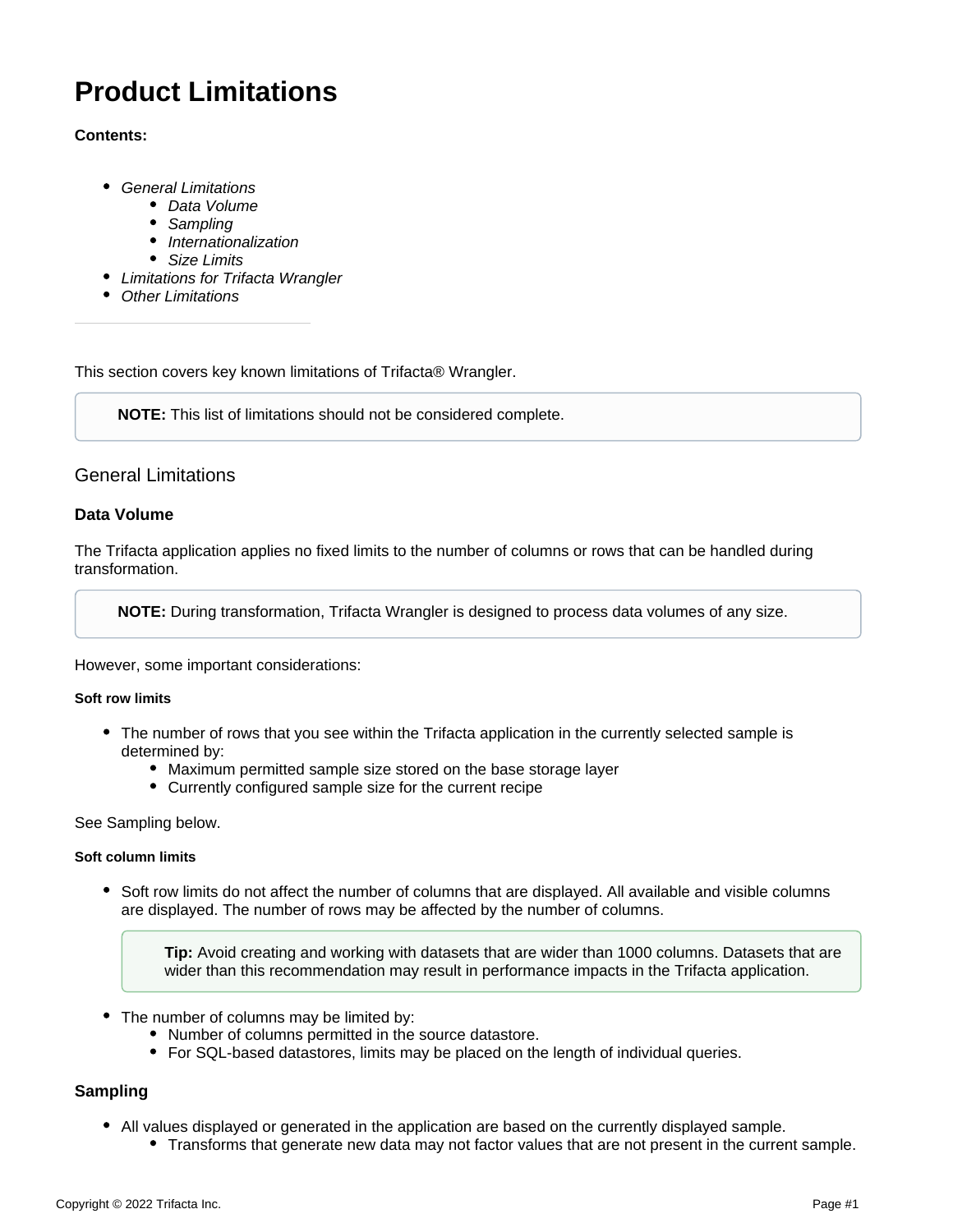# Product Limitations

**Contents:**

- *General Limitations*
  - *Data Volume*
  - *Sampling*
  - *Internationalization*
  - *Size Limits*
- *Limitations for Trifacta Wrangler*
- *Other Limitations*

---

This section covers key known limitations of Trifacta® Wrangler.

> **NOTE:** This list of limitations should not be considered complete.

## General Limitations

### Data Volume

The Trifacta application applies no fixed limits to the number of columns or rows that can be handled during transformation.

> **NOTE:** During transformation, Trifacta Wrangler is designed to process data volumes of any size.

However, some important considerations:

##### Soft row limits

- The number of rows that you see within the Trifacta application in the currently selected sample is determined by:
  - Maximum permitted sample size stored on the base storage layer
  - Currently configured sample size for the current recipe

See Sampling below.

##### Soft column limits

- Soft row limits do not affect the number of columns that are displayed. All available and visible columns are displayed. The number of rows may be affected by the number of columns.

  > **Tip:** Avoid creating and working with datasets that are wider than 1000 columns. Datasets that are wider than this recommendation may result in performance impacts in the Trifacta application.

- The number of columns may be limited by:
  - Number of columns permitted in the source datastore.
  - For SQL-based datastores, limits may be placed on the length of individual queries.

### Sampling

- All values displayed or generated in the application are based on the currently displayed sample.
  - Transforms that generate new data may not factor values that are not present in the current sample.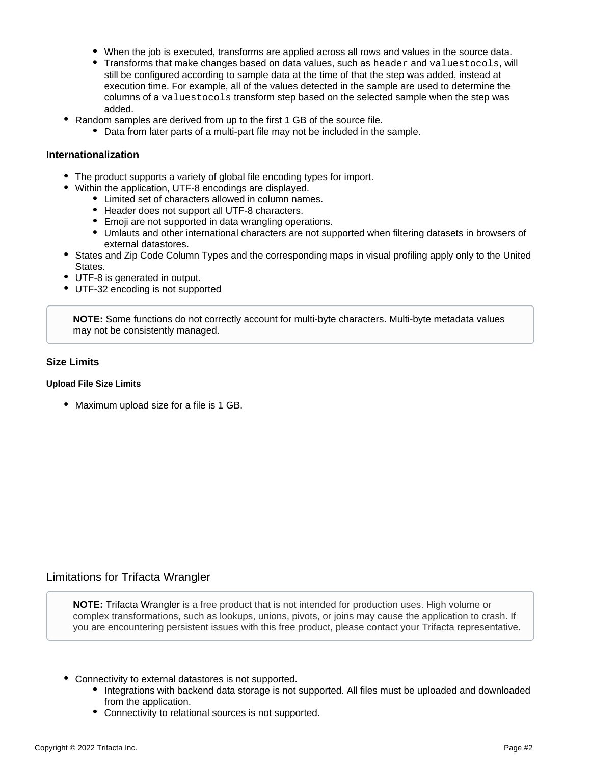- When the job is executed, transforms are applied across all rows and values in the source data.
   - Transforms that make changes based on data values, such as `header` and `valuestocols`, will still be configured according to sample data at the time of that the step was added, instead at execution time. For example, all of the values detected in the sample are used to determine the columns of a `valuestocols` transform step based on the selected sample when the step was added.
- Random samples are derived from up to the first 1 GB of the source file.
   - Data from later parts of a multi-part file may not be included in the sample.

#### Internationalization

- The product supports a variety of global file encoding types for import.
- Within the application, UTF-8 encodings are displayed.
   - Limited set of characters allowed in column names.
   - Header does not support all UTF-8 characters.
   - Emoji are not supported in data wrangling operations.
   - Umlauts and other international characters are not supported when filtering datasets in browsers of external datastores.
- States and Zip Code Column Types and the corresponding maps in visual profiling apply only to the United States.
- UTF-8 is generated in output.
- UTF-32 encoding is not supported

> **NOTE:** Some functions do not correctly account for multi-byte characters. Multi-byte metadata values may not be consistently managed.

#### Size Limits

##### Upload File Size Limits

- Maximum upload size for a file is 1 GB.

## Limitations for Trifacta Wrangler

> **NOTE:** Trifacta Wrangler is a free product that is not intended for production uses. High volume or complex transformations, such as lookups, unions, pivots, or joins may cause the application to crash. If you are encountering persistent issues with this free product, please contact your Trifacta representative.

- Connectivity to external datastores is not supported.
   - Integrations with backend data storage is not supported. All files must be uploaded and downloaded from the application.
   - Connectivity to relational sources is not supported.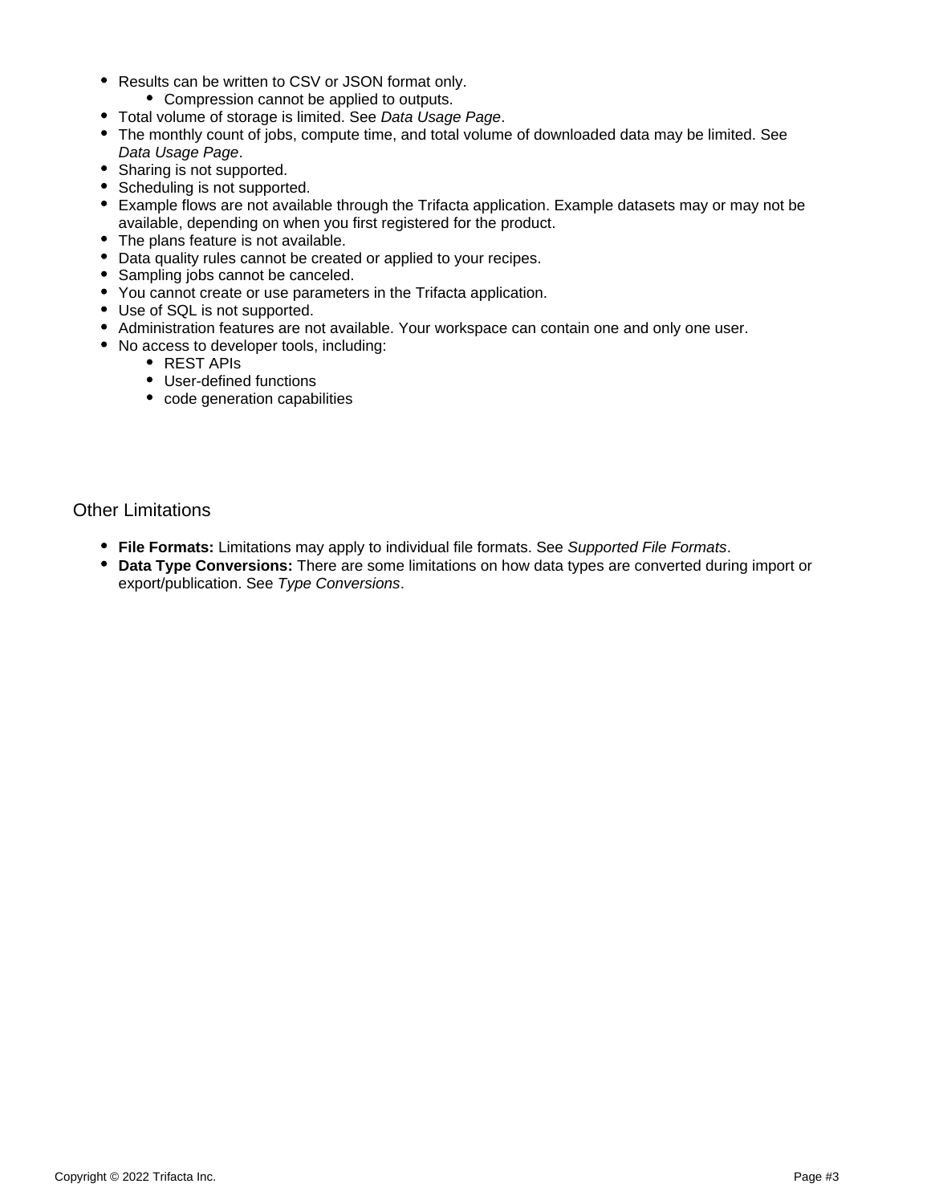- Results can be written to CSV or JSON format only.
  - Compression cannot be applied to outputs.
- Total volume of storage is limited. See *Data Usage Page*.
- The monthly count of jobs, compute time, and total volume of downloaded data may be limited. See *Data Usage Page*.
- Sharing is not supported.
- Scheduling is not supported.
- Example flows are not available through the Trifacta application. Example datasets may or may not be available, depending on when you first registered for the product.
- The plans feature is not available.
- Data quality rules cannot be created or applied to your recipes.
- Sampling jobs cannot be canceled.
- You cannot create or use parameters in the Trifacta application.
- Use of SQL is not supported.
- Administration features are not available. Your workspace can contain one and only one user.
- No access to developer tools, including:
  - REST APIs
  - User-defined functions
  - code generation capabilities

## Other Limitations

- **File Formats:** Limitations may apply to individual file formats. See *Supported File Formats*.
- **Data Type Conversions:** There are some limitations on how data types are converted during import or export/publication. See *Type Conversions*.